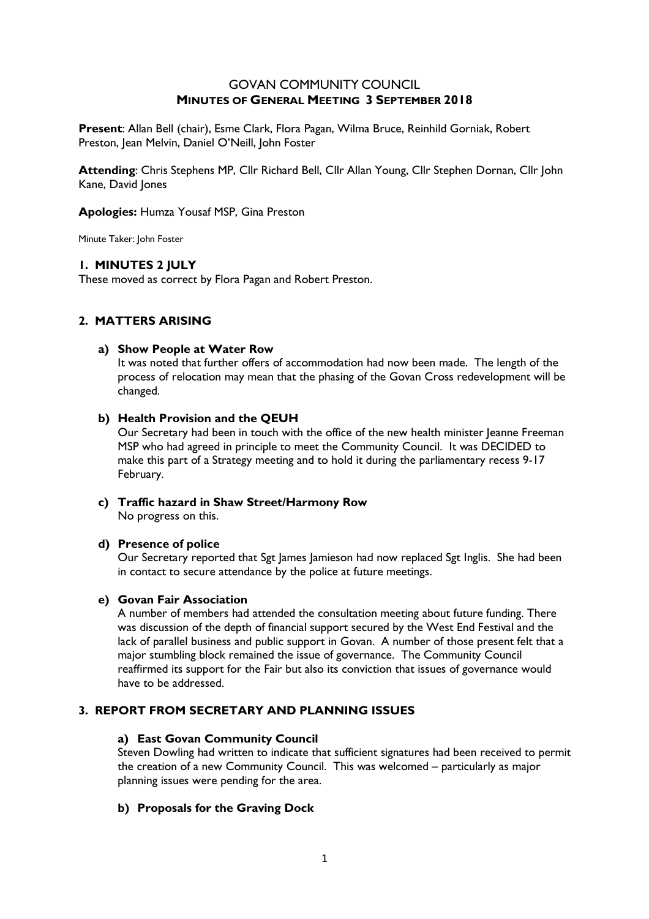# GOVAN COMMUNITY COUNCIL
## MINUTES OF GENERAL MEETING 3 SEPTEMBER 2018

**Present**: Allan Bell (chair), Esme Clark, Flora Pagan, Wilma Bruce, Reinhild Gorniak, Robert Preston, Jean Melvin, Daniel O'Neill, John Foster

**Attending**: Chris Stephens MP, Cllr Richard Bell, Cllr Allan Young, Cllr Stephen Dornan, Cllr John Kane, David Jones

**Apologies:** Humza Yousaf MSP, Gina Preston

Minute Taker: John Foster

### 1. MINUTES 2 JULY

These moved as correct by Flora Pagan and Robert Preston.

### 2. MATTERS ARISING

**a) Show People at Water Row**

It was noted that further offers of accommodation had now been made. The length of the process of relocation may mean that the phasing of the Govan Cross redevelopment will be changed.

**b) Health Provision and the QEUH**

Our Secretary had been in touch with the office of the new health minister Jeanne Freeman MSP who had agreed in principle to meet the Community Council. It was DECIDED to make this part of a Strategy meeting and to hold it during the parliamentary recess 9-17 February.

**c) Traffic hazard in Shaw Street/Harmony Row**

No progress on this.

**d) Presence of police**

Our Secretary reported that Sgt James Jamieson had now replaced Sgt Inglis. She had been in contact to secure attendance by the police at future meetings.

**e) Govan Fair Association**

A number of members had attended the consultation meeting about future funding. There was discussion of the depth of financial support secured by the West End Festival and the lack of parallel business and public support in Govan. A number of those present felt that a major stumbling block remained the issue of governance. The Community Council reaffirmed its support for the Fair but also its conviction that issues of governance would have to be addressed.

### 3. REPORT FROM SECRETARY AND PLANNING ISSUES

**a) East Govan Community Council**

Steven Dowling had written to indicate that sufficient signatures had been received to permit the creation of a new Community Council. This was welcomed – particularly as major planning issues were pending for the area.

**b) Proposals for the Graving Dock**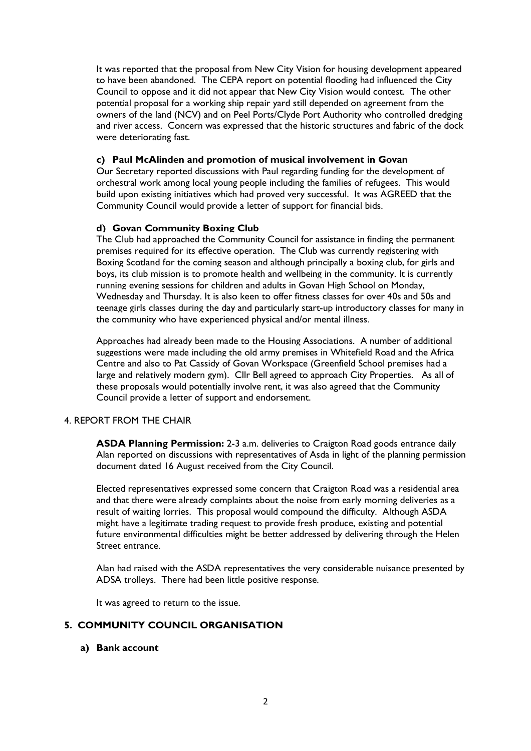It was reported that the proposal from New City Vision for housing development appeared to have been abandoned. The CEPA report on potential flooding had influenced the City Council to oppose and it did not appear that New City Vision would contest. The other potential proposal for a working ship repair yard still depended on agreement from the owners of the land (NCV) and on Peel Ports/Clyde Port Authority who controlled dredging and river access. Concern was expressed that the historic structures and fabric of the dock were deteriorating fast.

#### c) Paul McAlinden and promotion of musical involvement in Govan

Our Secretary reported discussions with Paul regarding funding for the development of orchestral work among local young people including the families of refugees. This would build upon existing initiatives which had proved very successful. It was AGREED that the Community Council would provide a letter of support for financial bids.

#### d) Govan Community Boxing Club

The Club had approached the Community Council for assistance in finding the permanent premises required for its effective operation. The Club was currently registering with Boxing Scotland for the coming season and although principally a boxing club, for girls and boys, its club mission is to promote health and wellbeing in the community. It is currently running evening sessions for children and adults in Govan High School on Monday, Wednesday and Thursday. It is also keen to offer fitness classes for over 40s and 50s and teenage girls classes during the day and particularly start-up introductory classes for many in the community who have experienced physical and/or mental illness.

Approaches had already been made to the Housing Associations. A number of additional suggestions were made including the old army premises in Whitefield Road and the Africa Centre and also to Pat Cassidy of Govan Workspace (Greenfield School premises had a large and relatively modern gym). Cllr Bell agreed to approach City Properties. As all of these proposals would potentially involve rent, it was also agreed that the Community Council provide a letter of support and endorsement.

### 4. REPORT FROM THE CHAIR

**ASDA Planning Permission:** 2-3 a.m. deliveries to Craigton Road goods entrance daily Alan reported on discussions with representatives of Asda in light of the planning permission document dated 16 August received from the City Council.

Elected representatives expressed some concern that Craigton Road was a residential area and that there were already complaints about the noise from early morning deliveries as a result of waiting lorries. This proposal would compound the difficulty. Although ASDA might have a legitimate trading request to provide fresh produce, existing and potential future environmental difficulties might be better addressed by delivering through the Helen Street entrance.

Alan had raised with the ASDA representatives the very considerable nuisance presented by ADSA trolleys. There had been little positive response.

It was agreed to return to the issue.

### 5. COMMUNITY COUNCIL ORGANISATION

#### a) Bank account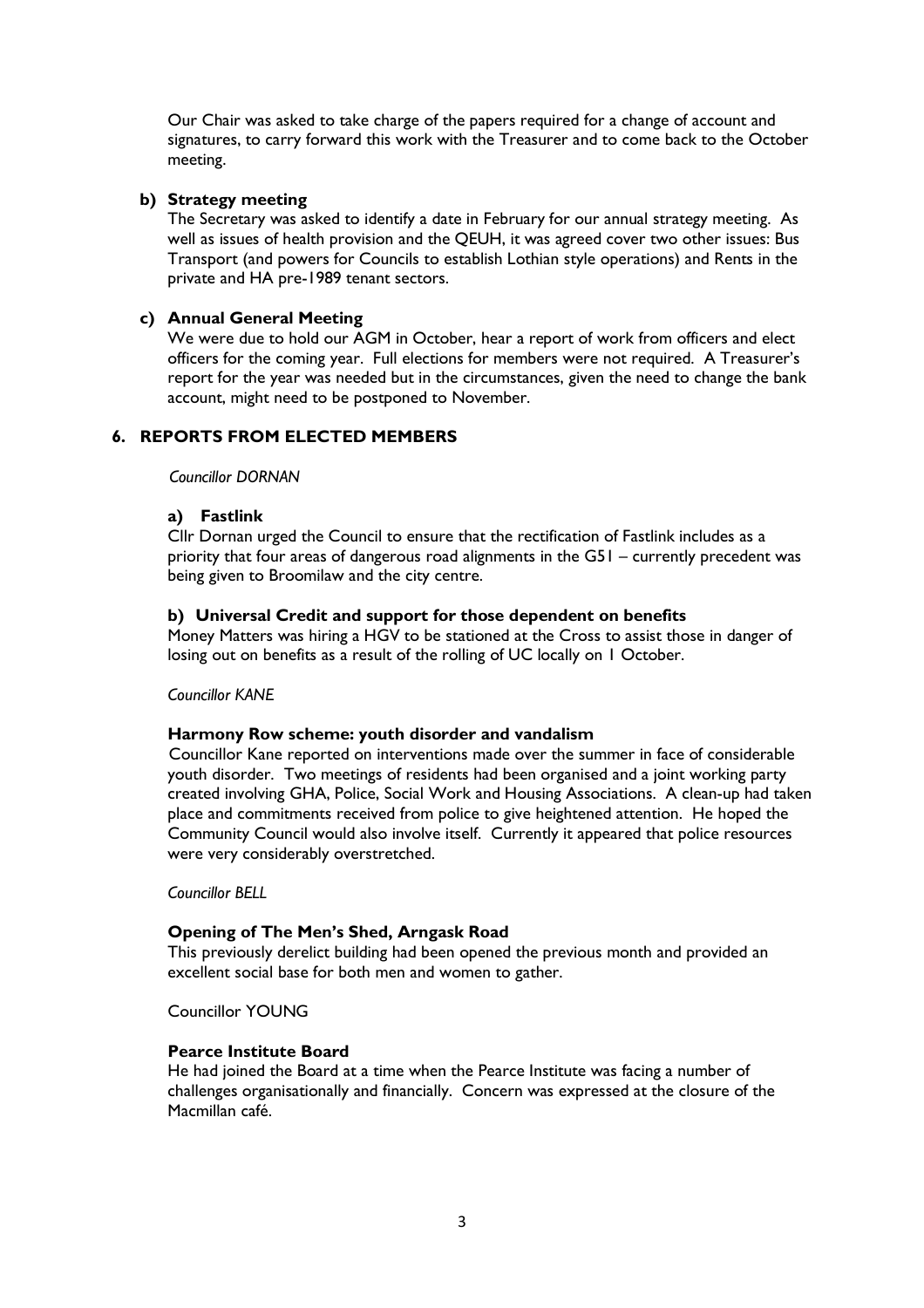Our Chair was asked to take charge of the papers required for a change of account and signatures, to carry forward this work with the Treasurer and to come back to the October meeting.

**b) Strategy meeting**

The Secretary was asked to identify a date in February for our annual strategy meeting. As well as issues of health provision and the QEUH, it was agreed cover two other issues: Bus Transport (and powers for Councils to establish Lothian style operations) and Rents in the private and HA pre-1989 tenant sectors.

**c) Annual General Meeting**

We were due to hold our AGM in October, hear a report of work from officers and elect officers for the coming year. Full elections for members were not required. A Treasurer's report for the year was needed but in the circumstances, given the need to change the bank account, might need to be postponed to November.

## 6. REPORTS FROM ELECTED MEMBERS

*Councillor DORNAN*

**a) Fastlink**

Cllr Dornan urged the Council to ensure that the rectification of Fastlink includes as a priority that four areas of dangerous road alignments in the G51 – currently precedent was being given to Broomilaw and the city centre.

**b) Universal Credit and support for those dependent on benefits**

Money Matters was hiring a HGV to be stationed at the Cross to assist those in danger of losing out on benefits as a result of the rolling of UC locally on 1 October.

*Councillor KANE*

**Harmony Row scheme: youth disorder and vandalism**

Councillor Kane reported on interventions made over the summer in face of considerable youth disorder. Two meetings of residents had been organised and a joint working party created involving GHA, Police, Social Work and Housing Associations. A clean-up had taken place and commitments received from police to give heightened attention. He hoped the Community Council would also involve itself. Currently it appeared that police resources were very considerably overstretched.

*Councillor BELL*

**Opening of The Men's Shed, Arngask Road**

This previously derelict building had been opened the previous month and provided an excellent social base for both men and women to gather.

Councillor YOUNG

**Pearce Institute Board**

He had joined the Board at a time when the Pearce Institute was facing a number of challenges organisationally and financially. Concern was expressed at the closure of the Macmillan café.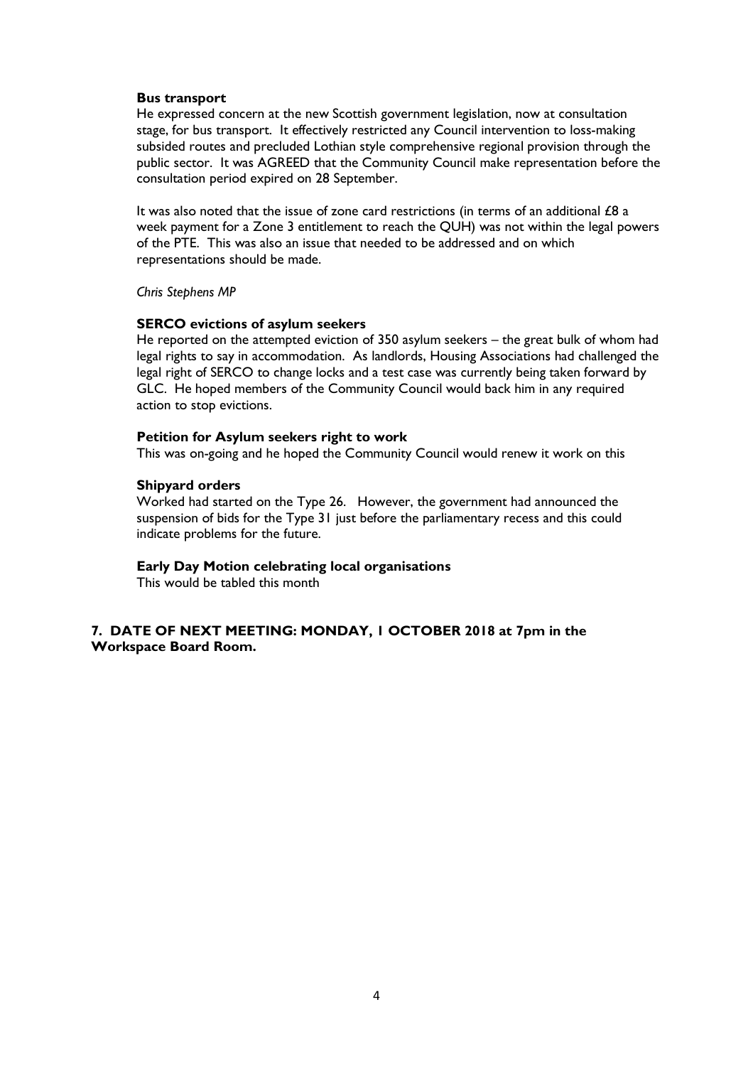**Bus transport**
He expressed concern at the new Scottish government legislation, now at consultation stage, for bus transport. It effectively restricted any Council intervention to loss-making subsided routes and precluded Lothian style comprehensive regional provision through the public sector. It was AGREED that the Community Council make representation before the consultation period expired on 28 September.

It was also noted that the issue of zone card restrictions (in terms of an additional £8 a week payment for a Zone 3 entitlement to reach the QUH) was not within the legal powers of the PTE. This was also an issue that needed to be addressed and on which representations should be made.

*Chris Stephens MP*

**SERCO evictions of asylum seekers**
He reported on the attempted eviction of 350 asylum seekers – the great bulk of whom had legal rights to say in accommodation. As landlords, Housing Associations had challenged the legal right of SERCO to change locks and a test case was currently being taken forward by GLC. He hoped members of the Community Council would back him in any required action to stop evictions.

**Petition for Asylum seekers right to work**
This was on-going and he hoped the Community Council would renew it work on this

**Shipyard orders**
Worked had started on the Type 26. However, the government had announced the suspension of bids for the Type 31 just before the parliamentary recess and this could indicate problems for the future.

**Early Day Motion celebrating local organisations**
This would be tabled this month

**7. DATE OF NEXT MEETING: MONDAY, 1 OCTOBER 2018 at 7pm in the Workspace Board Room.**